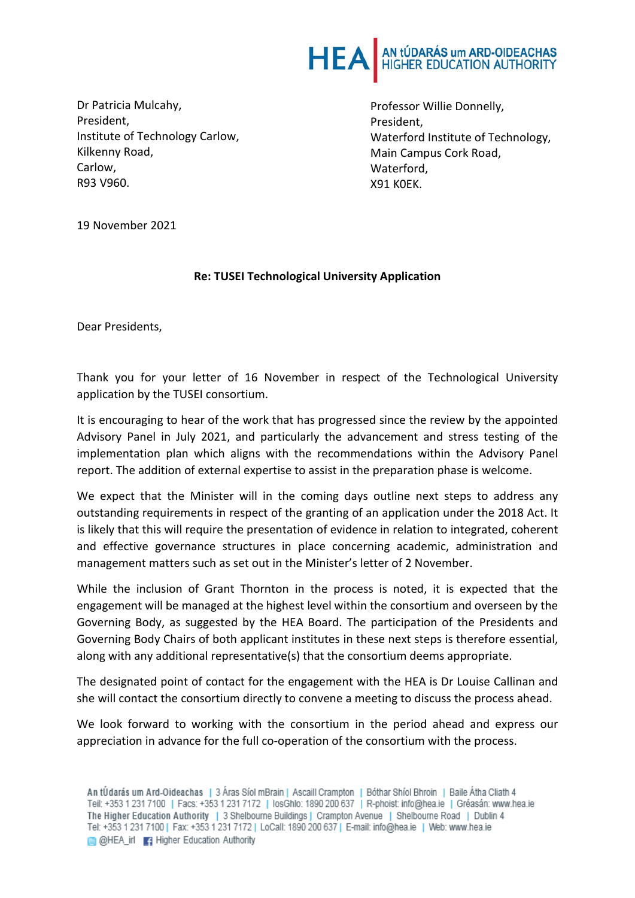HEA | AN tÚDARÁS um ARD-OIDEACHAS
HIGHER EDUCATION AUTHORITY

Dr Patricia Mulcahy,
President,
Institute of Technology Carlow,
Kilkenny Road,
Carlow,
R93 V960.

Professor Willie Donnelly,
President,
Waterford Institute of Technology,
Main Campus Cork Road,
Waterford,
X91 K0EK.

19 November 2021

**Re: TUSEI Technological University Application**

Dear Presidents,

Thank you for your letter of 16 November in respect of the Technological University application by the TUSEI consortium.

It is encouraging to hear of the work that has progressed since the review by the appointed Advisory Panel in July 2021, and particularly the advancement and stress testing of the implementation plan which aligns with the recommendations within the Advisory Panel report. The addition of external expertise to assist in the preparation phase is welcome.

We expect that the Minister will in the coming days outline next steps to address any outstanding requirements in respect of the granting of an application under the 2018 Act. It is likely that this will require the presentation of evidence in relation to integrated, coherent and effective governance structures in place concerning academic, administration and management matters such as set out in the Minister's letter of 2 November.

While the inclusion of Grant Thornton in the process is noted, it is expected that the engagement will be managed at the highest level within the consortium and overseen by the Governing Body, as suggested by the HEA Board. The participation of the Presidents and Governing Body Chairs of both applicant institutes in these next steps is therefore essential, along with any additional representative(s) that the consortium deems appropriate.

The designated point of contact for the engagement with the HEA is Dr Louise Callinan and she will contact the consortium directly to convene a meeting to discuss the process ahead.

We look forward to working with the consortium in the period ahead and express our appreciation in advance for the full co-operation of the consortium with the process.

An tÚdarás um Ard-Oideachas | 3 Áras Síol mBrain | Ascaill Crampton | Bóthar Shíol Bhroin | Baile Átha Cliath 4
Teil: +353 1 231 7100 | Facs: +353 1 231 7172 | IosGhlo: 1890 200 637 | R-phoist: info@hea.ie | Gréasán: www.hea.ie
The Higher Education Authority | 3 Shelbourne Buildings | Crampton Avenue | Shelbourne Road | Dublin 4
Tel: +353 1 231 7100 | Fax: +353 1 231 7172 | LoCall: 1890 200 637 | E-mail: info@hea.ie | Web: www.hea.ie
@HEA_irl | Higher Education Authority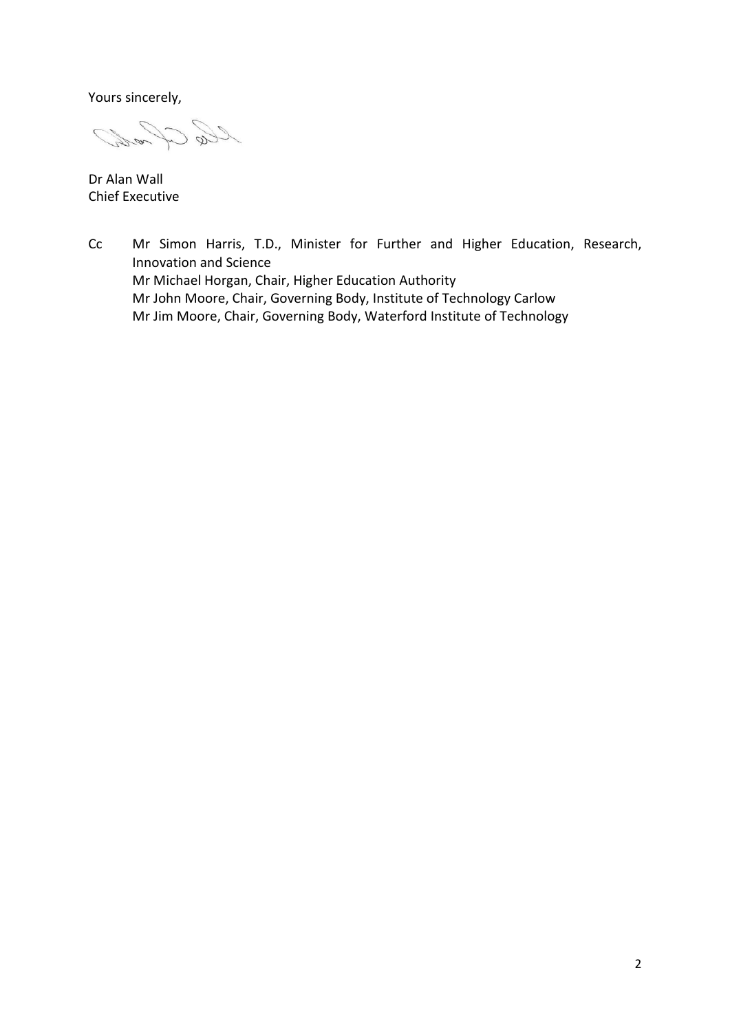Yours sincerely,

Dr Alan Wall
Chief Executive

Cc Mr Simon Harris, T.D., Minister for Further and Higher Education, Research, Innovation and Science
Mr Michael Horgan, Chair, Higher Education Authority
Mr John Moore, Chair, Governing Body, Institute of Technology Carlow
Mr Jim Moore, Chair, Governing Body, Waterford Institute of Technology